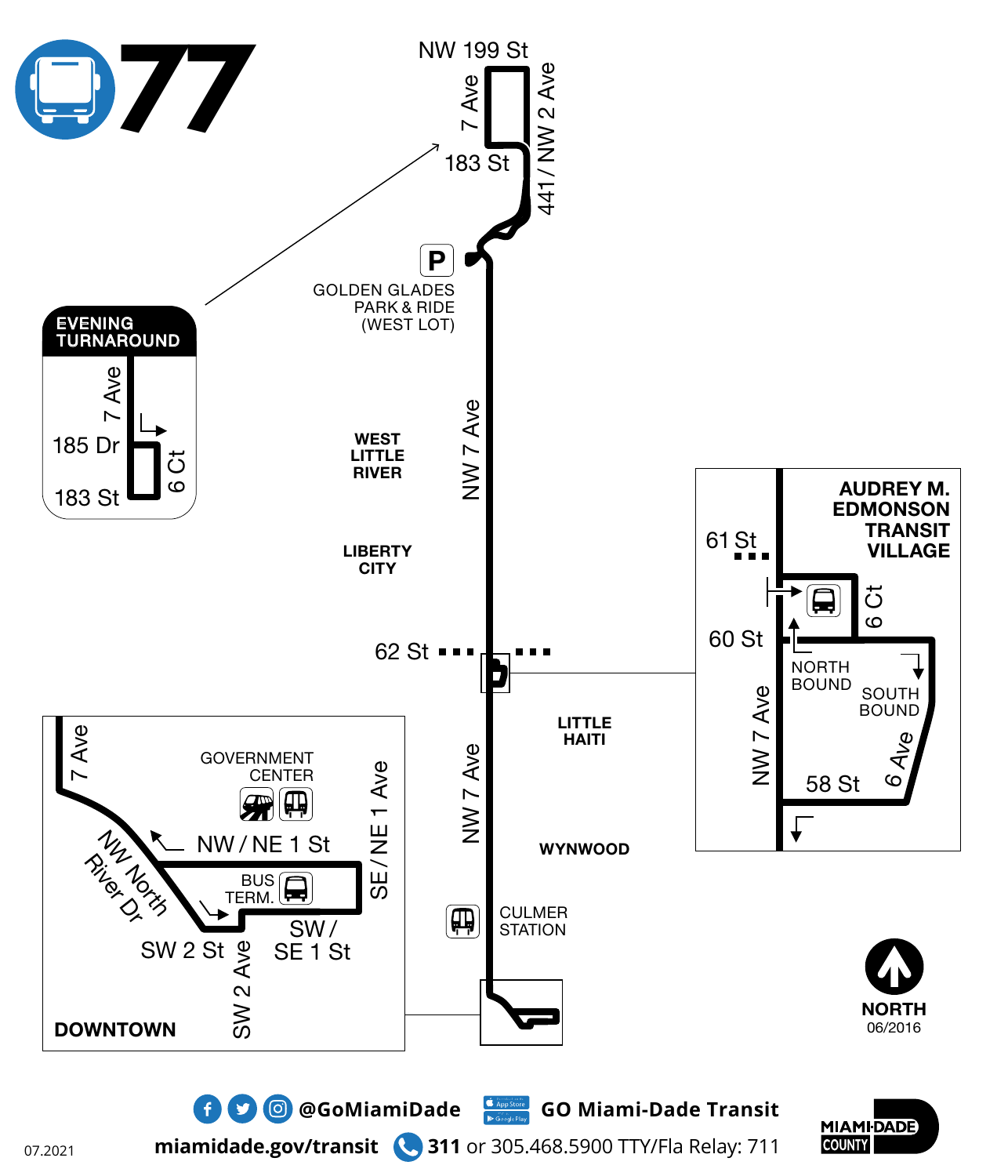# 77

NW 199 St

7 Ave

183 St

441 / NW 2 Ave

P

GOLDEN GLADES PARK & RIDE (WEST LOT)

**EVENING TURNAROUND**

7 Ave

185 Dr

183 St

6 Ct

**WEST LITTLE RIVER**

NW 7 Ave

**LIBERTY CITY**

62 St

**LITTLE HAITI**

**AUDREY M. EDMONSON TRANSIT VILLAGE**

61 St

60 St

6 Ct

NORTH BOUND

SOUTH BOUND

NW 7 Ave

6 Ave

58 St

7 Ave

GOVERNMENT CENTER

NW / NE 1 St

SE / NE 1 Ave

NW North River Dr

BUS TERM.

SW / SE 1 St

SW 2 St

SW 2 Ave

**DOWNTOWN**

NW 7 Ave

**WYNWOOD**

CULMER STATION

**NORTH**
06/2016

@GoMiamiDade

GO Miami-Dade Transit

miamidade.gov/transit

**311** or 305.468.5900 TTY/Fla Relay: 711

MIAMI-DADE COUNTY

07.2021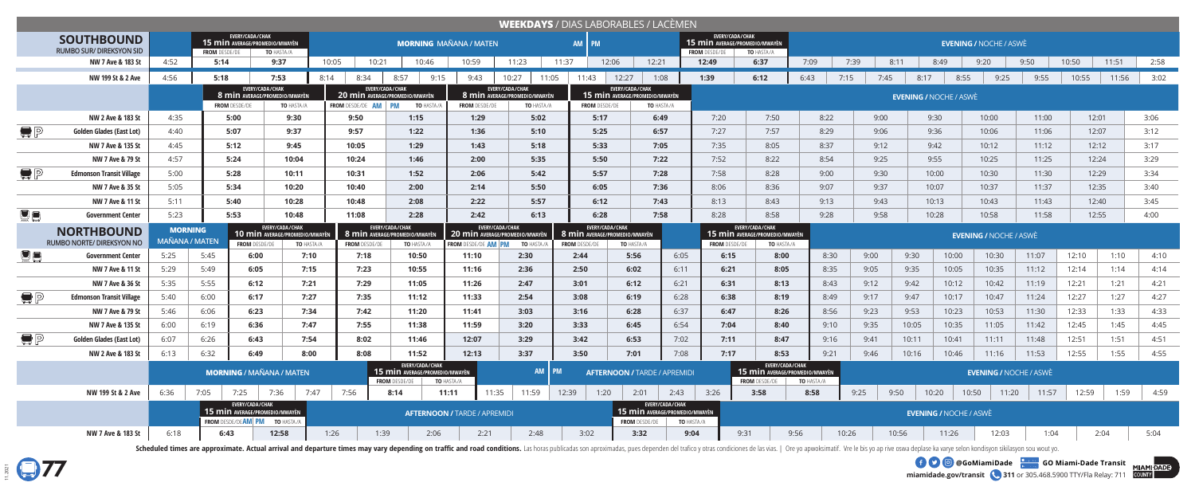# 77 — WEEKDAYS / DIAS LABORABLES / LACÈMEN

## SOUTHBOUND / RUMBO SUR/ DIREKSYON SID

**NW 7 Ave & 183 St**

| | | Every/Cada/Chak 15 min average/promedio/mwayèn — From desde/de | To hasta/a | Morning Mañana / Maten | | | | | AM / PM | | | Every/Cada/Chak 15 min average/promedio/mwayèn — From desde/de | To hasta/a | Evening / Noche / Aswè | | | | | | | | |
|---|---|---|---|---|---|---|---|---|---|---|---|---|---|---|---|---|---|---|---|---|---|---|
| 4:52 | 5:14 | 5:14 | 9:37 | 10:05 | 10:21 | 10:46 | 10:59 | 11:23 | 11:37 | 12:06 | 12:21 | 12:49 | 6:37 | 7:09 | 7:39 | 8:11 | 8:49 | 9:20 | 9:50 | 10:50 | 11:51 | 2:58 |

**NW 199 St & 2 Ave**

| | Every/Cada/Chak 15 min average/promedio/mwayèn — From desde/de | To hasta/a | | | | | | | | | | | Every/Cada/Chak 15 min average/promedio/mwayèn — From desde/de | To hasta/a | | | | | | | | | | |
|---|---|---|---|---|---|---|---|---|---|---|---|---|---|---|---|---|---|---|---|---|---|---|---|---|
| 4:56 | 5:18 | 7:53 | 8:14 | 8:34 | 8:57 | 9:15 | 9:43 | 10:27 | 11:05 | 11:43 | 12:27 | 1:08 | 1:39 | 6:12 | 6:43 | 7:15 | 7:45 | 8:17 | 8:55 | 9:25 | 9:55 | 10:55 | 11:56 | 3:02 |

| Stop | | Every/Cada/Chak 8 min average/promedio/mwayèn — From desde/de | To hasta/a | Every/Cada/Chak 20 min average/promedio/mwayèn — From desde/de AM | To hasta/a PM | Every/Cada/Chak 8 min average/promedio/mwayèn — From desde/de | To hasta/a | Every/Cada/Chak 15 min average/promedio/mwayèn — From desde/de | To hasta/a | Evening / Noche / Aswè | | | | | | | | |
|---|---|---|---|---|---|---|---|---|---|---|---|---|---|---|---|---|---|---|
| NW 2 Ave & 183 St | 4:35 | 5:00 | 9:30 | 9:50 | 1:15 | 1:29 | 5:02 | 5:17 | 6:49 | 7:20 | 7:50 | 8:22 | 9:00 | 9:30 | 10:00 | 11:00 | 12:01 | 3:06 |
| Golden Glades (East Lot) | 4:40 | 5:07 | 9:37 | 9:57 | 1:22 | 1:36 | 5:10 | 5:25 | 6:57 | 7:27 | 7:57 | 8:29 | 9:06 | 9:36 | 10:06 | 11:06 | 12:07 | 3:12 |
| NW 7 Ave & 135 St | 4:45 | 5:12 | 9:45 | 10:05 | 1:29 | 1:43 | 5:18 | 5:33 | 7:05 | 7:35 | 8:05 | 8:37 | 9:12 | 9:42 | 10:12 | 11:12 | 12:12 | 3:17 |
| NW 7 Ave & 79 St | 4:52 | 5:24 | 10:04 | 10:24 | 1:46 | 2:00 | 5:35 | 5:50 | 7:22 | 7:52 | 8:22 | 8:54 | 9:25 | 9:55 | 10:25 | 11:25 | 12:24 | 3:29 |
| Edmonson Transit Village | 5:00 | 5:28 | 10:11 | 10:31 | 1:52 | 2:06 | 5:42 | 5:57 | 7:28 | 7:58 | 8:28 | 9:00 | 9:30 | 10:00 | 10:30 | 11:30 | 12:29 | 3:34 |
| NW 7 Ave & 35 St | 5:05 | 5:34 | 10:20 | 10:40 | 2:00 | 2:14 | 5:50 | 6:05 | 7:36 | 8:06 | 8:36 | 9:07 | 9:37 | 10:07 | 10:37 | 11:37 | 12:35 | 3:40 |
| NW 7 Ave & 11 St | 5:11 | 5:40 | 10:28 | 10:48 | 2:08 | 2:22 | 5:57 | 6:12 | 7:43 | 8:13 | 8:43 | 9:13 | 9:43 | 10:13 | 10:43 | 11:43 | 12:40 | 3:45 |
| Government Center | 5:23 | 5:53 | 10:48 | 11:08 | 2:28 | 2:42 | 6:13 | 6:28 | 7:58 | 8:28 | 8:58 | 9:28 | 9:58 | 10:28 | 10:58 | 11:58 | 12:55 | 4:00 |

## NORTHBOUND / RUMBO NORTE/ DIREKSYON NO

| Stop | Morning Mañana / Maten | | Every/Cada/Chak 10 min average/promedio/mwayèn — From desde/de | To hasta/a | Every/Cada/Chak 8 min average/promedio/mwayèn — From desde/de | To hasta/a | Every/Cada/Chak 20 min average/promedio/mwayèn — From desde/de AM | To hasta/a PM | Every/Cada/Chak 8 min average/promedio/mwayèn — From desde/de | To hasta/a | | Every/Cada/Chak 15 min average/promedio/mwayèn — From desde/de | To hasta/a | Evening / Noche / Aswè | | | | | | | | |
|---|---|---|---|---|---|---|---|---|---|---|---|---|---|---|---|---|---|---|---|---|---|---|
| Government Center | 5:25 | 5:45 | 6:00 | 7:10 | 7:18 | 10:50 | 11:10 | 2:30 | 2:44 | 5:56 | 6:05 | 6:15 | 8:00 | 8:30 | 9:00 | 9:30 | 10:00 | 10:30 | 11:07 | 12:10 | 1:10 | 4:10 |
| NW 7 Ave & 11 St | 5:29 | 5:49 | 6:05 | 7:15 | 7:23 | 10:55 | 11:16 | 2:36 | 2:50 | 6:02 | 6:11 | 6:21 | 8:05 | 8:35 | 9:05 | 9:35 | 10:05 | 10:35 | 11:12 | 12:14 | 1:14 | 4:14 |
| NW 7 Ave & 36 St | 5:35 | 5:55 | 6:12 | 7:21 | 7:29 | 11:05 | 11:26 | 2:47 | 3:01 | 6:12 | 6:21 | 6:31 | 8:13 | 8:43 | 9:12 | 9:42 | 10:12 | 10:42 | 11:19 | 12:21 | 1:21 | 4:21 |
| Edmonson Transit Village | 5:40 | 6:00 | 6:17 | 7:27 | 7:35 | 11:12 | 11:33 | 2:54 | 3:08 | 6:19 | 6:28 | 6:38 | 8:19 | 8:49 | 9:17 | 9:47 | 10:17 | 10:47 | 11:24 | 12:27 | 1:27 | 4:27 |
| NW 7 Ave & 79 St | 5:46 | 6:06 | 6:23 | 7:34 | 7:42 | 11:20 | 11:41 | 3:03 | 3:16 | 6:28 | 6:37 | 6:47 | 8:26 | 8:56 | 9:23 | 9:53 | 10:23 | 10:53 | 11:30 | 12:33 | 1:33 | 4:33 |
| NW 7 Ave & 135 St | 6:00 | 6:19 | 6:36 | 7:47 | 7:55 | 11:38 | 11:59 | 3:20 | 3:33 | 6:45 | 6:54 | 7:04 | 8:40 | 9:10 | 9:35 | 10:05 | 10:35 | 11:05 | 11:42 | 12:45 | 1:45 | 4:45 |
| Golden Glades (East Lot) | 6:07 | 6:26 | 6:43 | 7:54 | 8:02 | 11:46 | 12:07 | 3:29 | 3:42 | 6:53 | 7:02 | 7:11 | 8:47 | 9:16 | 9:41 | 10:11 | 10:41 | 11:11 | 11:48 | 12:51 | 1:51 | 4:51 |
| NW 2 Ave & 183 St | 6:13 | 6:32 | 6:49 | 8:00 | 8:08 | 11:52 | 12:13 | 3:37 | 3:50 | 7:01 | 7:08 | 7:17 | 8:53 | 9:21 | 9:46 | 10:16 | 10:46 | 11:16 | 11:53 | 12:55 | 1:55 | 4:55 |

**NW 199 St & 2 Ave**

| Morning / Mañana / Maten | | | | | | Every/Cada/Chak 15 min average/promedio/mwayèn — From desde/de | To hasta/a | AM / PM | | | Afternoon / Tarde / Apremidi | | | | Every/Cada/Chak 15 min average/promedio/mwayèn — From desde/de | To hasta/a | Evening / Noche / Aswè | | | | | | | |
|---|---|---|---|---|---|---|---|---|---|---|---|---|---|---|---|---|---|---|---|---|---|---|---|---|
| 6:36 | 7:05 | 7:25 | 7:36 | 7:47 | 7:56 | 8:14 | 11:11 | 11:35 | 11:59 | 12:39 | 1:20 | 2:01 | 2:43 | 3:26 | 3:58 | 8:58 | 9:25 | 9:50 | 10:20 | 10:50 | 11:20 | 11:57 | 12:59 | 1:59 | 4:59 |

**NW 7 Ave & 183 St**

| | Every/Cada/Chak 15 min average/promedio/mwayèn — From desde/de AM | To hasta/a PM | Afternoon / Tarde / Apremidi | | | | | | Every/Cada/Chak 15 min average/promedio/mwayèn — From desde/de | To hasta/a | Evening / Noche / Aswè | | | | | | | |
|---|---|---|---|---|---|---|---|---|---|---|---|---|---|---|---|---|---|---|
| 6:18 | 6:43 | 12:58 | 1:26 | 1:39 | 2:06 | 2:21 | 2:48 | 3:02 | 3:32 | 9:04 | 9:31 | 9:56 | 10:26 | 10:56 | 11:26 | 12:03 | 1:04 | 2:04 | 5:04 |

Scheduled times are approximate. Actual arrival and departure times may vary depending on traffic and road conditions. Las horas publicadas son aproximadas, pues dependen del trafico y otras condiciones de las vias. | Ore yo apwoksimatif. Vre le bis yo ap rive oswa deplase ka varye selon kondisyon sikilasyon sou wout yo.

@GoMiamiDade GO Miami-Dade Transit

miamidade.gov/transit 311 or 305.468.5900 TTY/Fla Relay: 711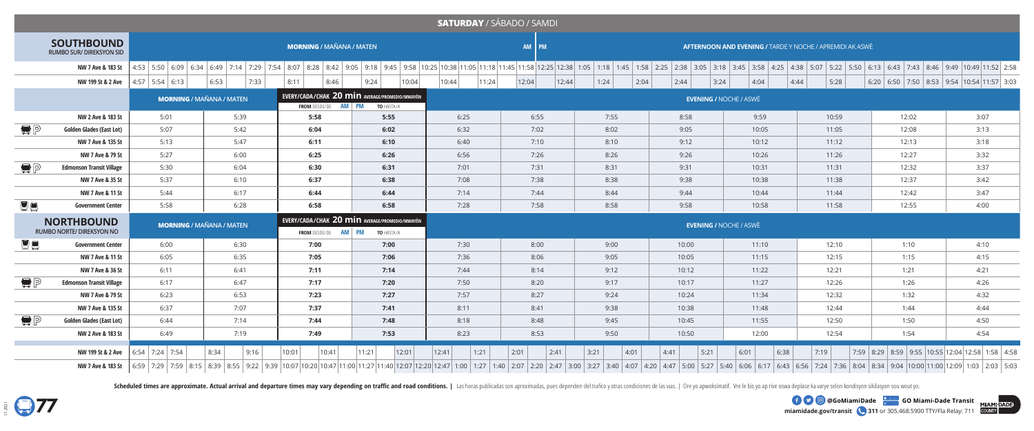# SATURDAY / SÁBADO / SAMDI

## SOUTHBOUND
RUMBO SUR/ DIREKSYON SID

MORNING / MAÑANA / MATEN — AM | PM — AFTERNOON AND EVENING / TARDE Y NOCHE / APREMIDI AK ASWÈ

| Stop | Times |
|---|---|
| NW 7 Ave & 183 St | 4:53, 5:50, 6:09, 6:34, 6:49, 7:14, 7:29, 7:54, 8:07, 8:28, 8:42, 9:05, 9:18, 9:45, 9:58, 10:25, 10:38, 11:05, 11:18, 11:45, 11:58, 12:25, 12:38, 1:05, 1:18, 1:45, 1:58, 2:25, 2:38, 3:05, 3:18, 3:45, 3:58, 4:25, 4:38, 5:07, 5:22, 5:50, 6:13, 6:43, 7:43, 8:46, 9:49, 10:49, 11:52, 2:58 |
| NW 199 St & 2 Ave | 4:57, 5:54, 6:13, 6:53, 7:33, 8:11, 8:46, 9:24, 10:04, 10:44, 11:24, 12:04, 12:44, 1:24, 2:04, 2:44, 3:24, 4:04, 4:44, 5:28, 6:20, 6:50, 7:50, 8:53, 9:54, 10:54, 11:57, 3:03 |

| | MORNING / MAÑANA / MATEN | | EVERY/CADA/CHAK 20 min AVERAGE/PROMEDIO/MWAYÈN FROM DESDE/DE AM | PM TO HASTA/A | | EVENING / NOCHE / ASWÈ | | | | | | | | |
|---|---|---|---|---|---|---|---|---|---|---|---|---|---|
| NW 2 Ave & 183 St | 5:01 | 5:39 | 5:58 | 5:55 | 6:25 | 6:55 | 7:55 | 8:58 | 9:59 | 10:59 | 12:02 | 3:07 |
| Golden Glades (East Lot) | 5:07 | 5:42 | 6:04 | 6:02 | 6:32 | 7:02 | 8:02 | 9:05 | 10:05 | 11:05 | 12:08 | 3:13 |
| NW 7 Ave & 135 St | 5:13 | 5:47 | 6:11 | 6:10 | 6:40 | 7:10 | 8:10 | 9:12 | 10:12 | 11:12 | 12:13 | 3:18 |
| NW 7 Ave & 79 St | 5:27 | 6:00 | 6:25 | 6:26 | 6:56 | 7:26 | 8:26 | 9:26 | 10:26 | 11:26 | 12:27 | 3:32 |
| Edmonson Transit Village | 5:30 | 6:04 | 6:30 | 6:31 | 7:01 | 7:31 | 8:31 | 9:31 | 10:31 | 11:31 | 12:32 | 3:37 |
| NW 7 Ave & 35 St | 5:37 | 6:10 | 6:37 | 6:38 | 7:08 | 7:38 | 8:38 | 9:38 | 10:38 | 11:38 | 12:37 | 3:42 |
| NW 7 Ave & 11 St | 5:44 | 6:17 | 6:44 | 6:44 | 7:14 | 7:44 | 8:44 | 9:44 | 10:44 | 11:44 | 12:42 | 3:47 |
| Government Center | 5:58 | 6:28 | 6:58 | 6:58 | 7:28 | 7:58 | 8:58 | 9:58 | 10:58 | 11:58 | 12:55 | 4:00 |

## NORTHBOUND
RUMBO NORTE/ DIREKSYON NO

| | MORNING / MAÑANA / MATEN | | EVERY/CADA/CHAK 20 min AVERAGE/PROMEDIO/MWAYÈN FROM DESDE/DE AM | PM TO HASTA/A | | EVENING / NOCHE / ASWÈ | | | | | | | | |
|---|---|---|---|---|---|---|---|---|---|---|---|---|---|
| Government Center | 6:00 | 6:30 | 7:00 | 7:00 | 7:30 | 8:00 | 9:00 | 10:00 | 11:10 | 12:10 | 1:10 | 4:10 |
| NW 7 Ave & 11 St | 6:05 | 6:35 | 7:05 | 7:06 | 7:36 | 8:06 | 9:05 | 10:05 | 11:15 | 12:15 | 1:15 | 4:15 |
| NW 7 Ave & 36 St | 6:11 | 6:41 | 7:11 | 7:14 | 7:44 | 8:14 | 9:12 | 10:12 | 11:22 | 12:21 | 1:21 | 4:21 |
| Edmonson Transit Village | 6:17 | 6:47 | 7:17 | 7:20 | 7:50 | 8:20 | 9:17 | 10:17 | 11:27 | 12:26 | 1:26 | 4:26 |
| NW 7 Ave & 79 St | 6:23 | 6:53 | 7:23 | 7:27 | 7:57 | 8:27 | 9:24 | 10:24 | 11:34 | 12:32 | 1:32 | 4:32 |
| NW 7 Ave & 135 St | 6:37 | 7:07 | 7:37 | 7:41 | 8:11 | 8:41 | 9:38 | 10:38 | 11:48 | 12:44 | 1:44 | 4:44 |
| Golden Glades (East Lot) | 6:44 | 7:14 | 7:44 | 7:48 | 8:18 | 8:48 | 9:45 | 10:45 | 11:55 | 12:50 | 1:50 | 4:50 |
| NW 2 Ave & 183 St | 6:49 | 7:19 | 7:49 | 7:53 | 8:23 | 8:53 | 9:50 | 10:50 | 12:00 | 12:54 | 1:54 | 4:54 |

| Stop | Times |
|---|---|
| NW 199 St & 2 Ave | 6:54, 7:24, 7:54, 8:34, 9:16, 10:01, 10:41, 11:21, 12:01, 12:41, 1:21, 2:01, 2:41, 3:21, 4:01, 4:41, 5:21, 6:01, 6:38, 7:19, 7:59, 8:29, 8:59, 9:55, 10:55, 12:04, 12:58, 1:58, 4:58 |
| NW 7 Ave & 183 St | 6:59, 7:29, 7:59, 8:15, 8:39, 8:55, 9:22, 9:39, 10:07, 10:20, 10:47, 11:00, 11:27, 11:40, 12:07, 12:20, 12:47, 1:00, 1:27, 1:40, 2:07, 2:20, 2:47, 3:00, 3:27, 3:40, 4:07, 4:20, 4:47, 5:00, 5:27, 5:40, 6:06, 6:17, 6:43, 6:56, 7:24, 7:36, 8:04, 8:34, 9:04, 10:00, 11:00, 12:09, 1:03, 2:03, 5:03 |

**Scheduled times are approximate. Actual arrival and departure times may vary depending on traffic and road conditions.** | Las horas publicadas son aproximadas, pues dependen del trafico y otras condiciones de las vias. | Ore yo apwoksimatif. Vre le bis yo ap rive oswa deplase ka varye selon kondisyon sikilasyon sou wout yo.

77

@GoMiamiDade GO Miami-Dade Transit

miamidade.gov/transit 311 or 305.468.5900 TTY/Fla Relay: 711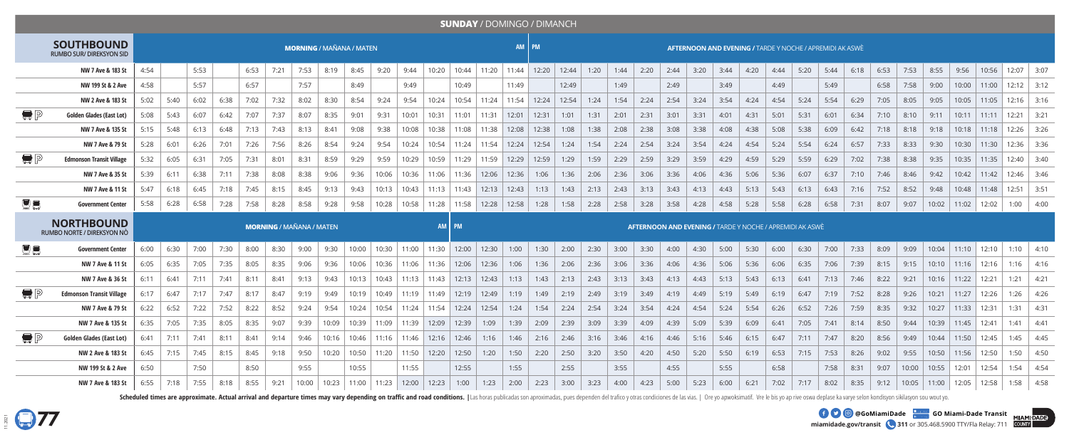# SUNDAY / DOMINGO / DIMANCH

| SOUTHBOUND RUMBO SUR/ DIREKSYON SID | MORNING / MAÑANA / MATEN | | | | | | | | | | | | | AM | PM | AFTERNOON AND EVENING / TARDE Y NOCHE / APREMIDI AK ASWÈ | | | | | | | | | | | | | | | | | | |
|---|---|---|---|---|---|---|---|---|---|---|---|---|---|---|---|---|---|---|---|---|---|---|---|---|---|---|---|---|---|---|---|---|---|---|
| NW 7 Ave & 183 St | 4:54 | | 5:53 | | 6:53 | 7:21 | 7:53 | 8:19 | 8:45 | 9:20 | 9:44 | 10:20 | 10:44 | 11:20 | 11:44 | 12:20 | 12:44 | 1:20 | 1:44 | 2:20 | 2:44 | 3:20 | 3:44 | 4:20 | 4:44 | 5:20 | 5:44 | 6:18 | 6:53 | 7:53 | 8:55 | 9:56 | 10:56 | 12:07 | 3:07 |
| NW 199 St & 2 Ave | 4:58 | | 5:57 | | 6:57 | | 7:57 | | 8:49 | | 9:49 | | 10:49 | | 11:49 | | 12:49 | | 1:49 | | 2:49 | | 3:49 | | 4:49 | | 5:49 | | 6:58 | 7:58 | 9:00 | 10:00 | 11:00 | 12:12 | 3:12 |
| NW 2 Ave & 183 St | 5:02 | 5:40 | 6:02 | 6:38 | 7:02 | 7:32 | 8:02 | 8:30 | 8:54 | 9:24 | 9:54 | 10:24 | 10:54 | 11:24 | 11:54 | 12:24 | 12:54 | 1:24 | 1:54 | 2:24 | 2:54 | 3:24 | 3:54 | 4:24 | 4:54 | 5:24 | 5:54 | 6:29 | 7:05 | 8:05 | 9:05 | 10:05 | 11:05 | 12:16 | 3:16 |
| Golden Glades (East Lot) | 5:08 | 5:43 | 6:07 | 6:42 | 7:07 | 7:37 | 8:07 | 8:35 | 9:01 | 9:31 | 10:01 | 10:31 | 11:01 | 11:31 | 12:01 | 12:31 | 1:01 | 1:31 | 2:01 | 2:31 | 3:01 | 3:31 | 4:01 | 4:31 | 5:01 | 5:31 | 6:01 | 6:34 | 7:10 | 8:10 | 9:11 | 10:11 | 11:11 | 12:21 | 3:21 |
| NW 7 Ave & 135 St | 5:15 | 5:48 | 6:13 | 6:48 | 7:13 | 7:43 | 8:13 | 8:41 | 9:08 | 9:38 | 10:08 | 10:38 | 11:08 | 11:38 | 12:08 | 12:38 | 1:08 | 1:38 | 2:08 | 2:38 | 3:08 | 3:38 | 4:08 | 4:38 | 5:08 | 5:38 | 6:09 | 6:42 | 7:18 | 8:18 | 9:18 | 10:18 | 11:18 | 12:26 | 3:26 |
| NW 7 Ave & 79 St | 5:28 | 6:01 | 6:26 | 7:01 | 7:26 | 7:56 | 8:26 | 8:54 | 9:24 | 9:54 | 10:24 | 10:54 | 11:24 | 11:54 | 12:24 | 12:54 | 1:24 | 1:54 | 2:24 | 2:54 | 3:24 | 3:54 | 4:24 | 4:54 | 5:24 | 5:54 | 6:24 | 6:57 | 7:33 | 8:33 | 9:30 | 10:30 | 11:30 | 12:36 | 3:36 |
| Edmonson Transit Village | 5:32 | 6:05 | 6:31 | 7:05 | 7:31 | 8:01 | 8:31 | 8:59 | 9:29 | 9:59 | 10:29 | 10:59 | 11:29 | 11:59 | 12:29 | 12:59 | 1:29 | 1:59 | 2:29 | 2:59 | 3:29 | 3:59 | 4:29 | 4:59 | 5:29 | 5:59 | 6:29 | 7:02 | 7:38 | 8:38 | 9:35 | 10:35 | 11:35 | 12:40 | 3:40 |
| NW 7 Ave & 35 St | 5:39 | 6:11 | 6:38 | 7:11 | 7:38 | 8:08 | 8:38 | 9:06 | 9:36 | 10:06 | 10:36 | 11:06 | 11:36 | 12:06 | 12:36 | 1:06 | 1:36 | 2:06 | 2:36 | 3:06 | 3:36 | 4:06 | 4:36 | 5:06 | 5:36 | 6:07 | 6:37 | 7:10 | 7:46 | 8:46 | 9:42 | 10:42 | 11:42 | 12:46 | 3:46 |
| NW 7 Ave & 11 St | 5:47 | 6:18 | 6:45 | 7:18 | 7:45 | 8:15 | 8:45 | 9:13 | 9:43 | 10:13 | 10:43 | 11:13 | 11:43 | 12:13 | 12:43 | 1:13 | 1:43 | 2:13 | 2:43 | 3:13 | 3:43 | 4:13 | 4:43 | 5:13 | 5:43 | 6:13 | 6:43 | 7:16 | 7:52 | 8:52 | 9:48 | 10:48 | 11:48 | 12:51 | 3:51 |
| Government Center | 5:58 | 6:28 | 6:58 | 7:28 | 7:58 | 8:28 | 8:58 | 9:28 | 9:58 | 10:28 | 10:58 | 11:28 | 11:58 | 12:28 | 12:58 | 1:28 | 1:58 | 2:28 | 2:58 | 3:28 | 3:58 | 4:28 | 4:58 | 5:28 | 5:58 | 6:28 | 6:58 | 7:31 | 8:07 | 9:07 | 10:02 | 11:02 | 12:02 | 1:00 | 4:00 |

| NORTHBOUND RUMBO NORTE / DIREKSYON NÒ | MORNING / MAÑANA / MATEN | | | | | | | | | | AM | PM | AFTERNOON AND EVENING / TARDE Y NOCHE / APREMIDI AK ASWÈ | | | | | | | | | | | | | | | | | | | | | |
|---|---|---|---|---|---|---|---|---|---|---|---|---|---|---|---|---|---|---|---|---|---|---|---|---|---|---|---|---|---|---|---|---|---|---|
| Government Center | 6:00 | 6:30 | 7:00 | 7:30 | 8:00 | 8:30 | 9:00 | 9:30 | 10:00 | 10:30 | 11:00 | 11:30 | 12:00 | 12:30 | 1:00 | 1:30 | 2:00 | 2:30 | 3:00 | 3:30 | 4:00 | 4:30 | 5:00 | 5:30 | 6:00 | 6:30 | 7:00 | 7:33 | 8:09 | 9:09 | 10:04 | 11:10 | 12:10 | 1:10 | 4:10 |
| NW 7 Ave & 11 St | 6:05 | 6:35 | 7:05 | 7:35 | 8:05 | 8:35 | 9:06 | 9:36 | 10:06 | 10:36 | 11:06 | 11:36 | 12:06 | 12:36 | 1:06 | 1:36 | 2:06 | 2:36 | 3:06 | 3:36 | 4:06 | 4:36 | 5:06 | 5:36 | 6:06 | 6:35 | 7:06 | 7:39 | 8:15 | 9:15 | 10:10 | 11:16 | 12:16 | 1:16 | 4:16 |
| NW 7 Ave & 36 St | 6:11 | 6:41 | 7:11 | 7:41 | 8:11 | 8:41 | 9:13 | 9:43 | 10:13 | 10:43 | 11:13 | 11:43 | 12:13 | 12:43 | 1:13 | 1:43 | 2:13 | 2:43 | 3:13 | 3:43 | 4:13 | 4:43 | 5:13 | 5:43 | 6:13 | 6:41 | 7:13 | 7:46 | 8:22 | 9:21 | 10:16 | 11:22 | 12:21 | 1:21 | 4:21 |
| Edmonson Transit Village | 6:17 | 6:47 | 7:17 | 7:47 | 8:17 | 8:47 | 9:19 | 9:49 | 10:19 | 10:49 | 11:19 | 11:49 | 12:19 | 12:49 | 1:19 | 1:49 | 2:19 | 2:49 | 3:19 | 3:49 | 4:19 | 4:49 | 5:19 | 5:49 | 6:19 | 6:47 | 7:19 | 7:52 | 8:28 | 9:26 | 10:21 | 11:27 | 12:26 | 1:26 | 4:26 |
| NW 7 Ave & 79 St | 6:22 | 6:52 | 7:22 | 7:52 | 8:22 | 8:52 | 9:24 | 9:54 | 10:24 | 10:54 | 11:24 | 11:54 | 12:24 | 12:54 | 1:24 | 1:54 | 2:24 | 2:54 | 3:24 | 3:54 | 4:24 | 4:54 | 5:24 | 5:54 | 6:26 | 6:52 | 7:26 | 7:59 | 8:35 | 9:32 | 10:27 | 11:33 | 12:31 | 1:31 | 4:31 |
| NW 7 Ave & 135 St | 6:35 | 7:05 | 7:35 | 8:05 | 8:35 | 9:07 | 9:39 | 10:09 | 10:39 | 11:09 | 11:39 | 12:09 | 12:39 | 1:09 | 1:39 | 2:09 | 2:39 | 3:09 | 3:39 | 4:09 | 4:39 | 5:09 | 5:39 | 6:09 | 6:41 | 7:05 | 7:41 | 8:14 | 8:50 | 9:44 | 10:39 | 11:45 | 12:41 | 1:41 | 4:41 |
| Golden Glades (East Lot) | 6:41 | 7:11 | 7:41 | 8:11 | 8:41 | 9:14 | 9:46 | 10:16 | 10:46 | 11:16 | 11:46 | 12:16 | 12:46 | 1:16 | 1:46 | 2:16 | 2:46 | 3:16 | 3:46 | 4:16 | 4:46 | 5:16 | 5:46 | 6:15 | 6:47 | 7:11 | 7:47 | 8:20 | 8:56 | 9:49 | 10:44 | 11:50 | 12:45 | 1:45 | 4:45 |
| NW 2 Ave & 183 St | 6:45 | 7:15 | 7:45 | 8:15 | 8:45 | 9:18 | 9:50 | 10:20 | 10:50 | 11:20 | 11:50 | 12:20 | 12:50 | 1:20 | 1:50 | 2:20 | 2:50 | 3:20 | 3:50 | 4:20 | 4:50 | 5:20 | 5:50 | 6:19 | 6:53 | 7:15 | 7:53 | 8:26 | 9:02 | 9:55 | 10:50 | 11:56 | 12:50 | 1:50 | 4:50 |
| NW 199 St & 2 Ave | 6:50 | | 7:50 | | 8:50 | | 9:55 | | 10:55 | | 11:55 | | 12:55 | | 1:55 | | 2:55 | | 3:55 | | 4:55 | | 5:55 | | 6:58 | | 7:58 | 8:31 | 9:07 | 10:00 | 10:55 | 12:01 | 12:54 | 1:54 | 4:54 |
| NW 7 Ave & 183 St | 6:55 | 7:18 | 7:55 | 8:18 | 8:55 | 9:21 | 10:00 | 10:23 | 11:00 | 11:23 | 12:00 | 12:23 | 1:00 | 1:23 | 2:00 | 2:23 | 3:00 | 3:23 | 4:00 | 4:23 | 5:00 | 5:23 | 6:00 | 6:21 | 7:02 | 7:17 | 8:02 | 8:35 | 9:12 | 10:05 | 11:00 | 12:05 | 12:58 | 1:58 | 4:58 |

Scheduled times are approximate. Actual arrival and departure times may vary depending on traffic and road conditions. | Las horas publicadas son aproximadas, pues dependen del trafico y otras condiciones de las vias. | Ore yo apwoksimatif. Vre lè bis yo ap rive oswa deplase ka varye selon kondisyon sikilasyon sou wout yo.

77

@GoMiamiDade GO Miami-Dade Transit

miamidade.gov/transit 311 or 305.468.5900 TTY/Fla Relay: 711